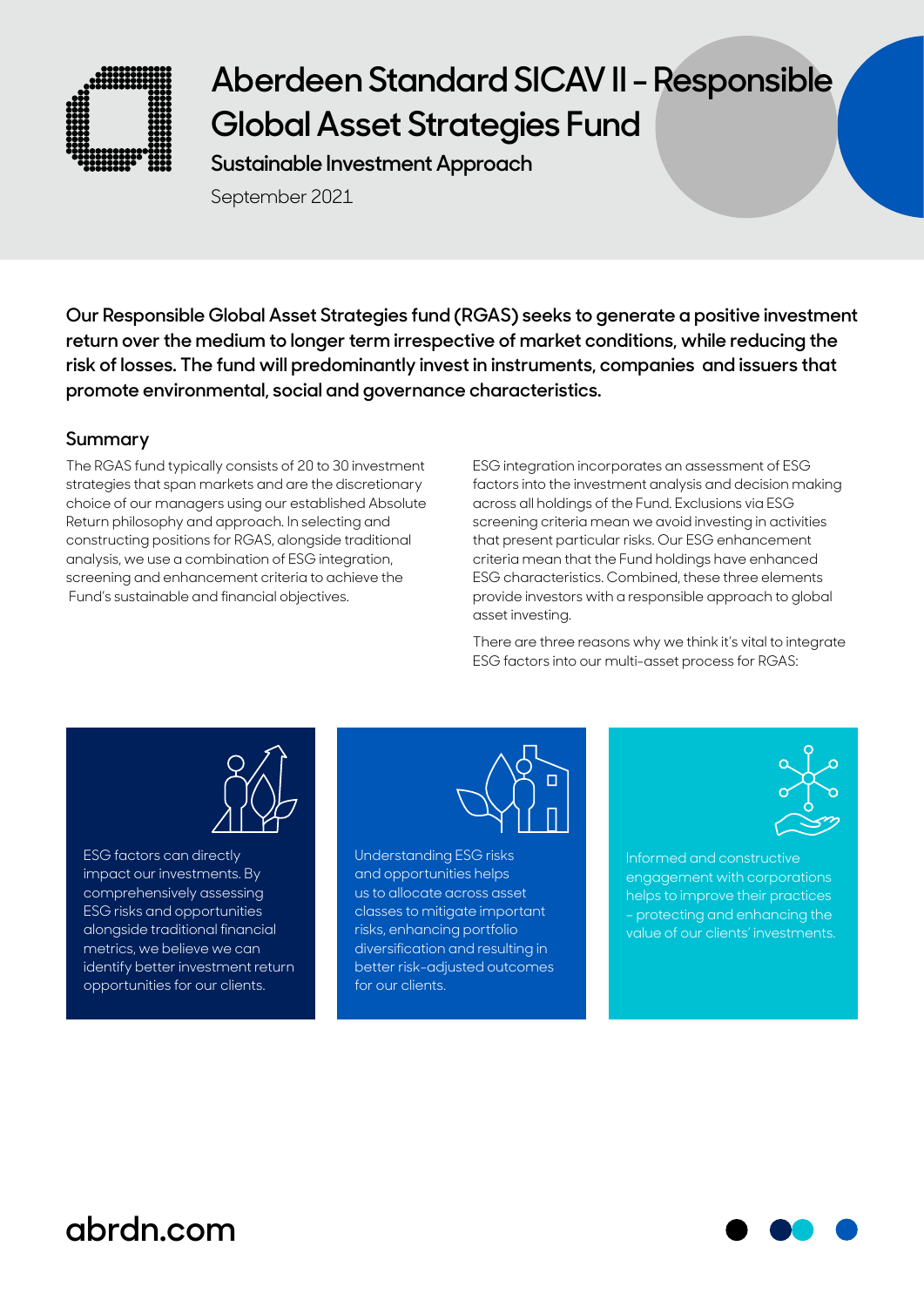# Aberdeen Standard SICAV II – Responsible Global Asset Strategies Fund

## Sustainable Investment Approach

September 2021

**Our Responsible Global Asset Strategies fund (RGAS) seeks to generate a positive investment return over the medium to longer term irrespective of market conditions, while reducing the risk of losses. The fund will predominantly invest in instruments, companies and issuers that promote environmental, social and governance characteristics.**

## Summary

The RGAS fund typically consists of 20 to 30 investment strategies that span markets and are the discretionary choice of our managers using our established Absolute Return philosophy and approach. In selecting and constructing positions for RGAS, alongside traditional analysis, we use a combination of ESG integration, screening and enhancement criteria to achieve the Fund's sustainable and financial objectives.

ESG integration incorporates an assessment of ESG factors into the investment analysis and decision making across all holdings of the Fund. Exclusions via ESG screening criteria mean we avoid investing in activities that present particular risks. Our ESG enhancement criteria mean that the Fund holdings have enhanced ESG characteristics. Combined, these three elements provide investors with a responsible approach to global asset investing.

There are three reasons why we think it's vital to integrate ESG factors into our multi-asset process for RGAS:

ESG factors can directly impact our investments. By comprehensively assessing ESG risks and opportunities alongside traditional financial metrics, we believe we can identify better investment return opportunities for our clients.

Understanding ESG risks and opportunities helps us to allocate across asset classes to mitigate important risks, enhancing portfolio diversification and resulting in better risk-adjusted outcomes for our clients.

Informed and constructive engagement with corporations helps to improve their practices – protecting and enhancing the value of our clients' investments.

abrdn.com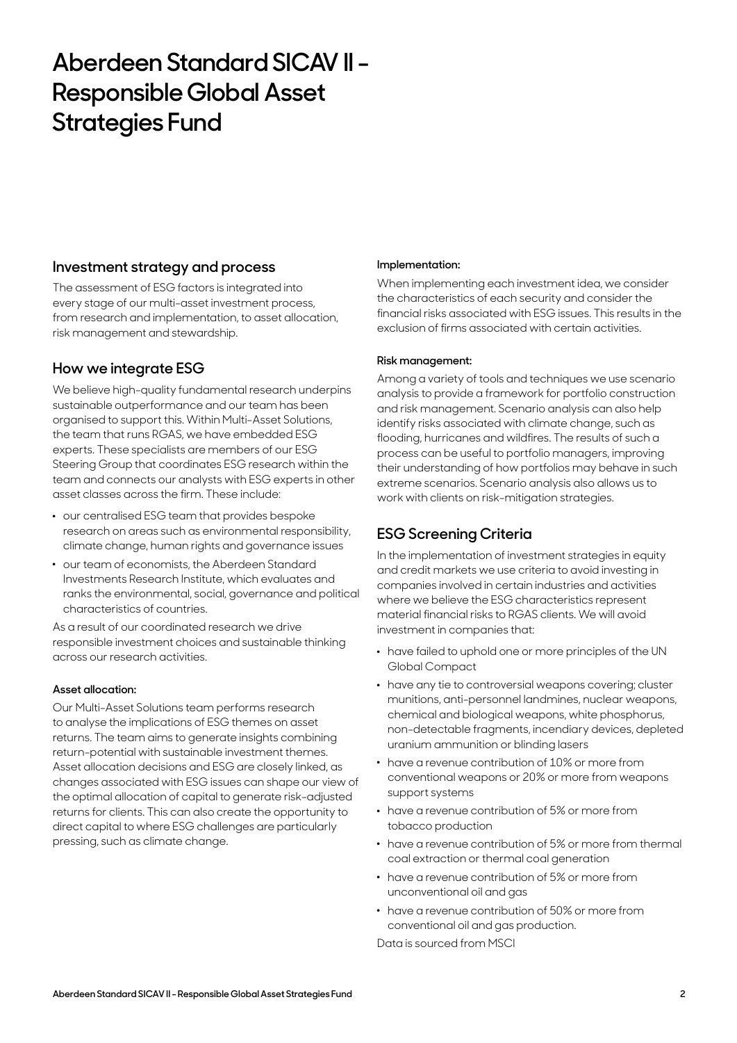# Aberdeen Standard SICAV II - Responsible Global Asset Strategies Fund

## Investment strategy and process

The assessment of ESG factors is integrated into every stage of our multi-asset investment process, from research and implementation, to asset allocation, risk management and stewardship.

## How we integrate ESG

We believe high-quality fundamental research underpins sustainable outperformance and our team has been organised to support this. Within Multi-Asset Solutions, the team that runs RGAS, we have embedded ESG experts. These specialists are members of our ESG Steering Group that coordinates ESG research within the team and connects our analysts with ESG experts in other asset classes across the firm. These include:

- our centralised ESG team that provides bespoke research on areas such as environmental responsibility, climate change, human rights and governance issues
- our team of economists, the Aberdeen Standard Investments Research Institute, which evaluates and ranks the environmental, social, governance and political characteristics of countries.

As a result of our coordinated research we drive responsible investment choices and sustainable thinking across our research activities.

**Asset allocation:**

Our Multi-Asset Solutions team performs research to analyse the implications of ESG themes on asset returns. The team aims to generate insights combining return-potential with sustainable investment themes. Asset allocation decisions and ESG are closely linked, as changes associated with ESG issues can shape our view of the optimal allocation of capital to generate risk-adjusted returns for clients. This can also create the opportunity to direct capital to where ESG challenges are particularly pressing, such as climate change.

**Implementation:**

When implementing each investment idea, we consider the characteristics of each security and consider the financial risks associated with ESG issues. This results in the exclusion of firms associated with certain activities.

**Risk management:**

Among a variety of tools and techniques we use scenario analysis to provide a framework for portfolio construction and risk management. Scenario analysis can also help identify risks associated with climate change, such as flooding, hurricanes and wildfires. The results of such a process can be useful to portfolio managers, improving their understanding of how portfolios may behave in such extreme scenarios. Scenario analysis also allows us to work with clients on risk-mitigation strategies.

## ESG Screening Criteria

In the implementation of investment strategies in equity and credit markets we use criteria to avoid investing in companies involved in certain industries and activities where we believe the ESG characteristics represent material financial risks to RGAS clients. We will avoid investment in companies that:

- have failed to uphold one or more principles of the UN Global Compact
- have any tie to controversial weapons covering; cluster munitions, anti-personnel landmines, nuclear weapons, chemical and biological weapons, white phosphorus, non-detectable fragments, incendiary devices, depleted uranium ammunition or blinding lasers
- have a revenue contribution of 10% or more from conventional weapons or 20% or more from weapons support systems
- have a revenue contribution of 5% or more from tobacco production
- have a revenue contribution of 5% or more from thermal coal extraction or thermal coal generation
- have a revenue contribution of 5% or more from unconventional oil and gas
- have a revenue contribution of 50% or more from conventional oil and gas production.

Data is sourced from MSCI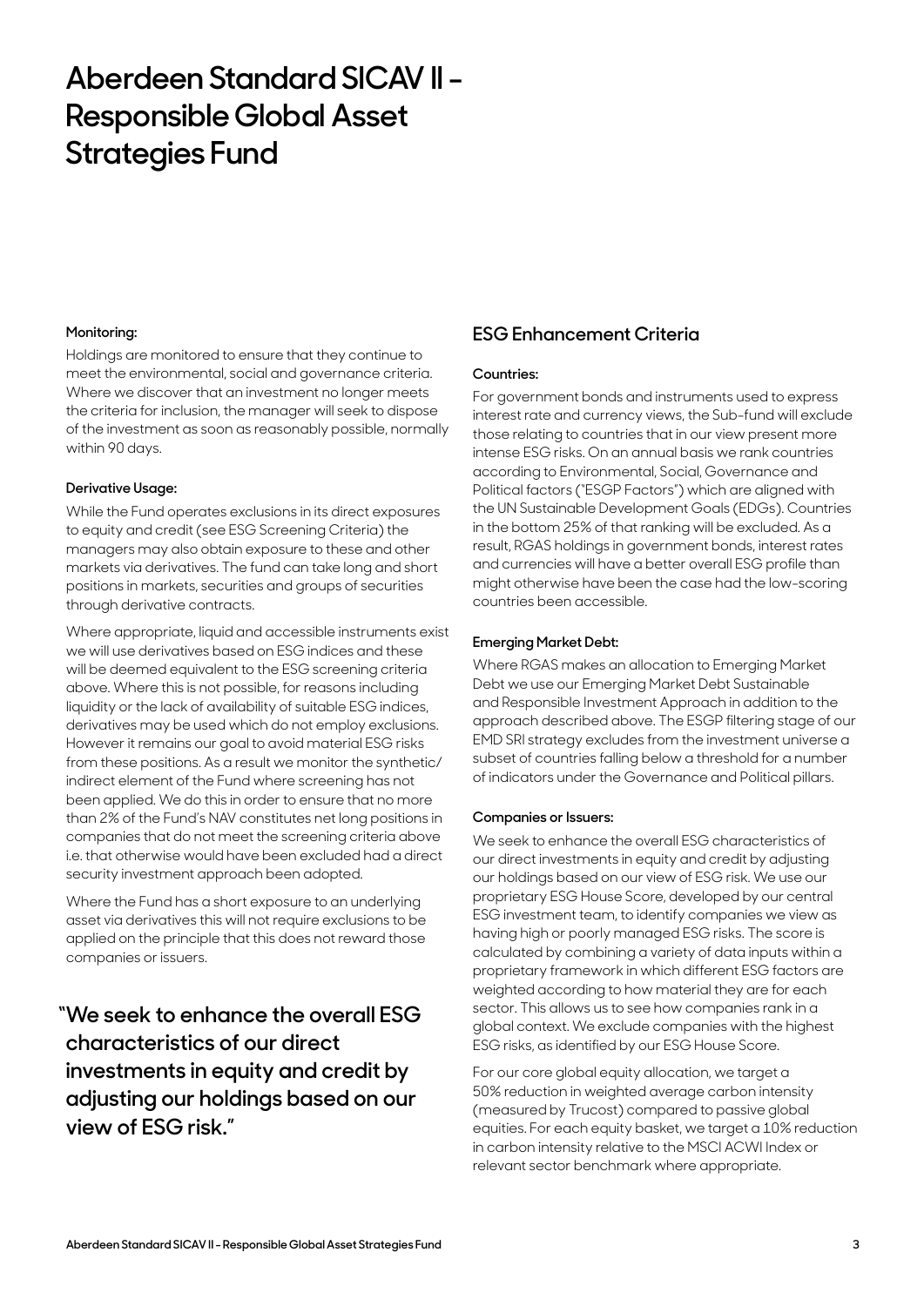# Aberdeen Standard SICAV II - Responsible Global Asset Strategies Fund

#### Monitoring:

Holdings are monitored to ensure that they continue to meet the environmental, social and governance criteria. Where we discover that an investment no longer meets the criteria for inclusion, the manager will seek to dispose of the investment as soon as reasonably possible, normally within 90 days.

#### Derivative Usage:

While the Fund operates exclusions in its direct exposures to equity and credit (see ESG Screening Criteria) the managers may also obtain exposure to these and other markets via derivatives. The fund can take long and short positions in markets, securities and groups of securities through derivative contracts.

Where appropriate, liquid and accessible instruments exist we will use derivatives based on ESG indices and these will be deemed equivalent to the ESG screening criteria above. Where this is not possible, for reasons including liquidity or the lack of availability of suitable ESG indices, derivatives may be used which do not employ exclusions. However it remains our goal to avoid material ESG risks from these positions. As a result we monitor the synthetic/indirect element of the Fund where screening has not been applied. We do this in order to ensure that no more than 2% of the Fund's NAV constitutes net long positions in companies that do not meet the screening criteria above i.e. that otherwise would have been excluded had a direct security investment approach been adopted.

Where the Fund has a short exposure to an underlying asset via derivatives this will not require exclusions to be applied on the principle that this does not reward those companies or issuers.

> **"We seek to enhance the overall ESG characteristics of our direct investments in equity and credit by adjusting our holdings based on our view of ESG risk."**

## ESG Enhancement Criteria

#### Countries:

For government bonds and instruments used to express interest rate and currency views, the Sub-fund will exclude those relating to countries that in our view present more intense ESG risks. On an annual basis we rank countries according to Environmental, Social, Governance and Political factors ("ESGP Factors") which are aligned with the UN Sustainable Development Goals (EDGs). Countries in the bottom 25% of that ranking will be excluded. As a result, RGAS holdings in government bonds, interest rates and currencies will have a better overall ESG profile than might otherwise have been the case had the low-scoring countries been accessible.

#### Emerging Market Debt:

Where RGAS makes an allocation to Emerging Market Debt we use our Emerging Market Debt Sustainable and Responsible Investment Approach in addition to the approach described above. The ESGP filtering stage of our EMD SRI strategy excludes from the investment universe a subset of countries falling below a threshold for a number of indicators under the Governance and Political pillars.

#### Companies or Issuers:

We seek to enhance the overall ESG characteristics of our direct investments in equity and credit by adjusting our holdings based on our view of ESG risk. We use our proprietary ESG House Score, developed by our central ESG investment team, to identify companies we view as having high or poorly managed ESG risks. The score is calculated by combining a variety of data inputs within a proprietary framework in which different ESG factors are weighted according to how material they are for each sector. This allows us to see how companies rank in a global context. We exclude companies with the highest ESG risks, as identified by our ESG House Score.

For our core global equity allocation, we target a 50% reduction in weighted average carbon intensity (measured by Trucost) compared to passive global equities. For each equity basket, we target a 10% reduction in carbon intensity relative to the MSCI ACWI Index or relevant sector benchmark where appropriate.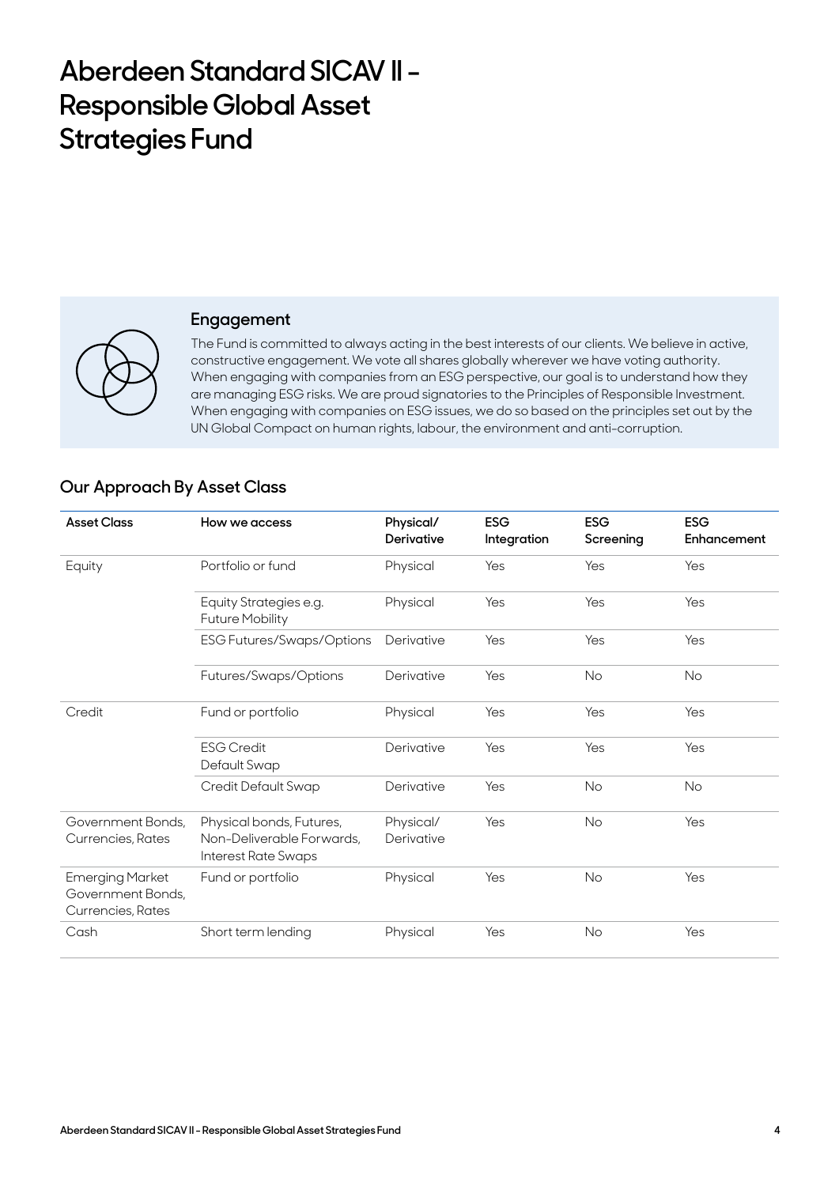# Aberdeen Standard SICAV II - Responsible Global Asset Strategies Fund

## Engagement

The Fund is committed to always acting in the best interests of our clients. We believe in active, constructive engagement. We vote all shares globally wherever we have voting authority. When engaging with companies from an ESG perspective, our goal is to understand how they are managing ESG risks. We are proud signatories to the Principles of Responsible Investment. When engaging with companies on ESG issues, we do so based on the principles set out by the UN Global Compact on human rights, labour, the environment and anti-corruption.

## Our Approach By Asset Class

| Asset Class | How we access | Physical/ Derivative | ESG Integration | ESG Screening | ESG Enhancement |
|---|---|---|---|---|---|
| Equity | Portfolio or fund | Physical | Yes | Yes | Yes |
| | Equity Strategies e.g. Future Mobility | Physical | Yes | Yes | Yes |
| | ESG Futures/Swaps/Options | Derivative | Yes | Yes | Yes |
| | Futures/Swaps/Options | Derivative | Yes | No | No |
| Credit | Fund or portfolio | Physical | Yes | Yes | Yes |
| | ESG Credit Default Swap | Derivative | Yes | Yes | Yes |
| | Credit Default Swap | Derivative | Yes | No | No |
| Government Bonds, Currencies, Rates | Physical bonds, Futures, Non-Deliverable Forwards, Interest Rate Swaps | Physical/ Derivative | Yes | No | Yes |
| Emerging Market Government Bonds, Currencies, Rates | Fund or portfolio | Physical | Yes | No | Yes |
| Cash | Short term lending | Physical | Yes | No | Yes |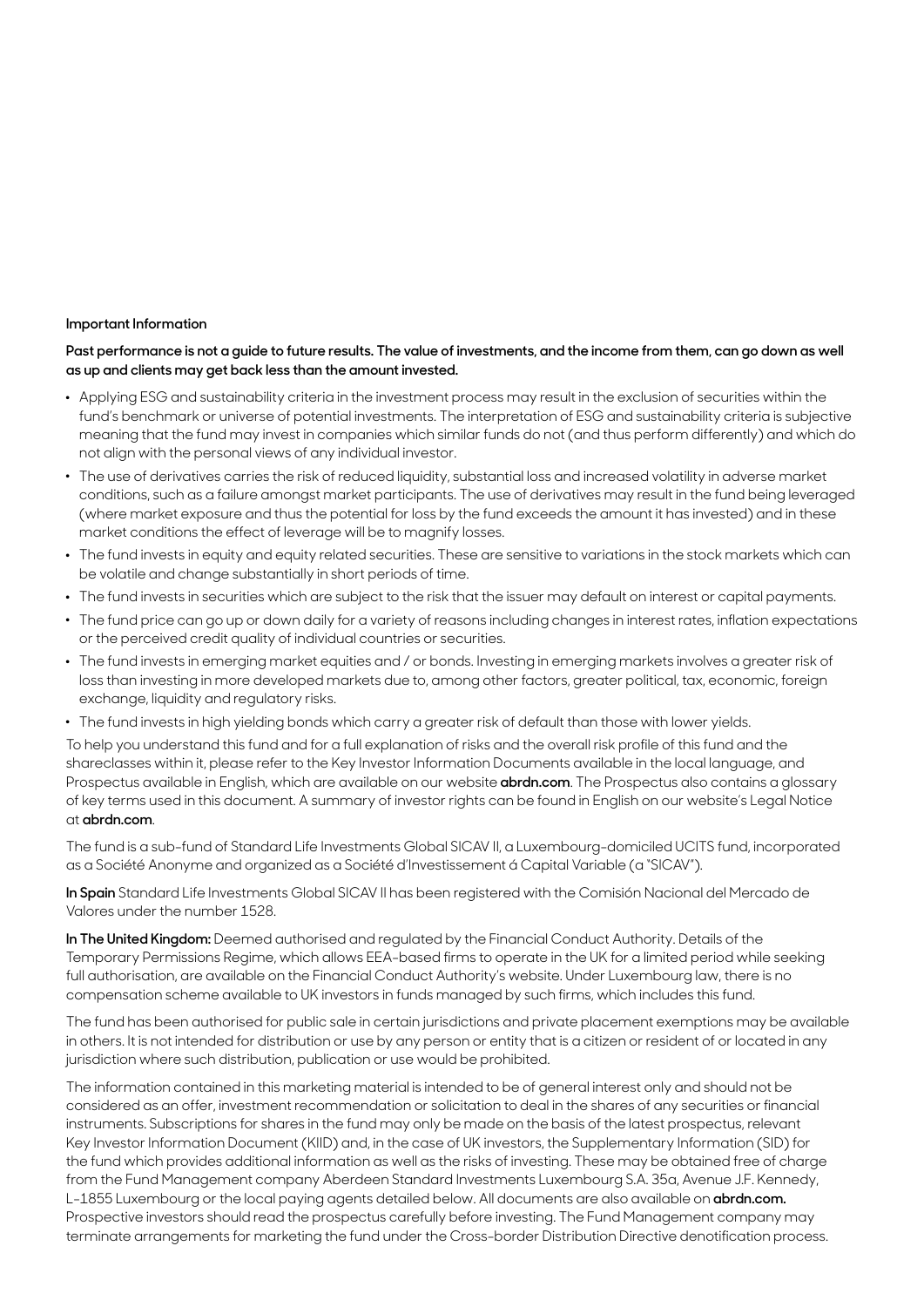**Important Information**

**Past performance is not a guide to future results. The value of investments, and the income from them, can go down as well as up and clients may get back less than the amount invested.**

- Applying ESG and sustainability criteria in the investment process may result in the exclusion of securities within the fund's benchmark or universe of potential investments. The interpretation of ESG and sustainability criteria is subjective meaning that the fund may invest in companies which similar funds do not (and thus perform differently) and which do not align with the personal views of any individual investor.
- The use of derivatives carries the risk of reduced liquidity, substantial loss and increased volatility in adverse market conditions, such as a failure amongst market participants. The use of derivatives may result in the fund being leveraged (where market exposure and thus the potential for loss by the fund exceeds the amount it has invested) and in these market conditions the effect of leverage will be to magnify losses.
- The fund invests in equity and equity related securities. These are sensitive to variations in the stock markets which can be volatile and change substantially in short periods of time.
- The fund invests in securities which are subject to the risk that the issuer may default on interest or capital payments.
- The fund price can go up or down daily for a variety of reasons including changes in interest rates, inflation expectations or the perceived credit quality of individual countries or securities.
- The fund invests in emerging market equities and / or bonds. Investing in emerging markets involves a greater risk of loss than investing in more developed markets due to, among other factors, greater political, tax, economic, foreign exchange, liquidity and regulatory risks.
- The fund invests in high yielding bonds which carry a greater risk of default than those with lower yields.

To help you understand this fund and for a full explanation of risks and the overall risk profile of this fund and the shareclasses within it, please refer to the Key Investor Information Documents available in the local language, and Prospectus available in English, which are available on our website **abrdn.com**. The Prospectus also contains a glossary of key terms used in this document. A summary of investor rights can be found in English on our website's Legal Notice at **abrdn.com**.

The fund is a sub-fund of Standard Life Investments Global SICAV II, a Luxembourg-domiciled UCITS fund, incorporated as a Société Anonyme and organized as a Société d'Investissement á Capital Variable (a "SICAV").

**In Spain** Standard Life Investments Global SICAV II has been registered with the Comisión Nacional del Mercado de Valores under the number 1528.

**In The United Kingdom:** Deemed authorised and regulated by the Financial Conduct Authority. Details of the Temporary Permissions Regime, which allows EEA-based firms to operate in the UK for a limited period while seeking full authorisation, are available on the Financial Conduct Authority's website. Under Luxembourg law, there is no compensation scheme available to UK investors in funds managed by such firms, which includes this fund.

The fund has been authorised for public sale in certain jurisdictions and private placement exemptions may be available in others. It is not intended for distribution or use by any person or entity that is a citizen or resident of or located in any jurisdiction where such distribution, publication or use would be prohibited.

The information contained in this marketing material is intended to be of general interest only and should not be considered as an offer, investment recommendation or solicitation to deal in the shares of any securities or financial instruments. Subscriptions for shares in the fund may only be made on the basis of the latest prospectus, relevant Key Investor Information Document (KIID) and, in the case of UK investors, the Supplementary Information (SID) for the fund which provides additional information as well as the risks of investing. These may be obtained free of charge from the Fund Management company Aberdeen Standard Investments Luxembourg S.A. 35a, Avenue J.F. Kennedy, L-1855 Luxembourg or the local paying agents detailed below. All documents are also available on **abrdn.com.** Prospective investors should read the prospectus carefully before investing. The Fund Management company may terminate arrangements for marketing the fund under the Cross-border Distribution Directive denotification process.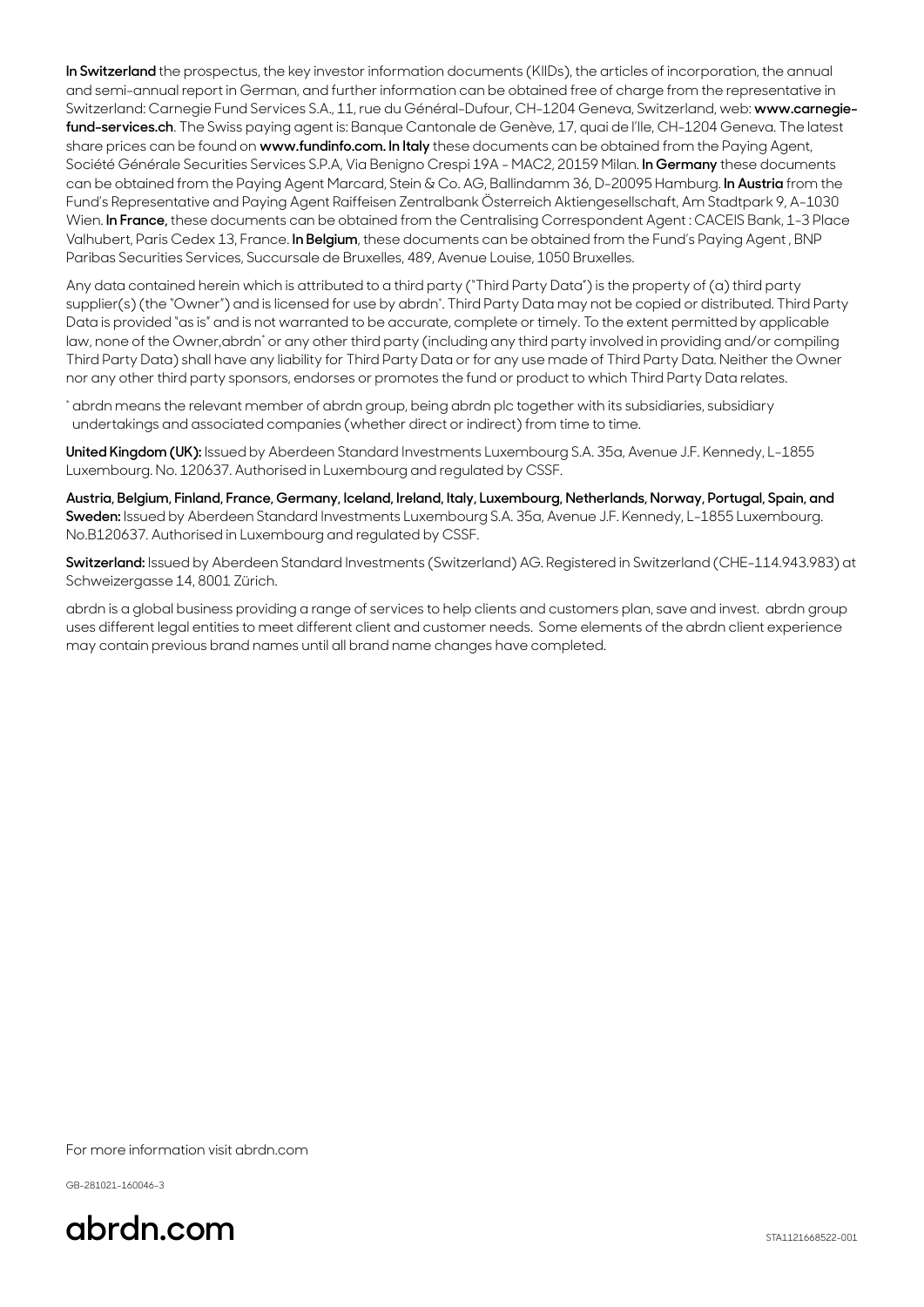**In Switzerland** the prospectus, the key investor information documents (KIIDs), the articles of incorporation, the annual and semi-annual report in German, and further information can be obtained free of charge from the representative in Switzerland: Carnegie Fund Services S.A., 11, rue du Général-Dufour, CH-1204 Geneva, Switzerland, web: **www.carnegie-fund-services.ch**. The Swiss paying agent is: Banque Cantonale de Genève, 17, quai de l'Ile, CH-1204 Geneva. The latest share prices can be found on **www.fundinfo.com. In Italy** these documents can be obtained from the Paying Agent, Société Générale Securities Services S.P.A, Via Benigno Crespi 19A - MAC2, 20159 Milan. **In Germany** these documents can be obtained from the Paying Agent Marcard, Stein & Co. AG, Ballindamm 36, D-20095 Hamburg. **In Austria** from the Fund's Representative and Paying Agent Raiffeisen Zentralbank Österreich Aktiengesellschaft, Am Stadtpark 9, A-1030 Wien. **In France,** these documents can be obtained from the Centralising Correspondent Agent : CACEIS Bank, 1-3 Place Valhubert, Paris Cedex 13, France. **In Belgium**, these documents can be obtained from the Fund's Paying Agent , BNP Paribas Securities Services, Succursale de Bruxelles, 489, Avenue Louise, 1050 Bruxelles.

Any data contained herein which is attributed to a third party ("Third Party Data") is the property of (a) third party supplier(s) (the "Owner") and is licensed for use by abrdn*. Third Party Data may not be copied or distributed. Third Party Data is provided "as is" and is not warranted to be accurate, complete or timely. To the extent permitted by applicable law, none of the Owner,abrdn* or any other third party (including any third party involved in providing and/or compiling Third Party Data) shall have any liability for Third Party Data or for any use made of Third Party Data. Neither the Owner nor any other third party sponsors, endorses or promotes the fund or product to which Third Party Data relates.

* abrdn means the relevant member of abrdn group, being abrdn plc together with its subsidiaries, subsidiary undertakings and associated companies (whether direct or indirect) from time to time.

**United Kingdom (UK):** Issued by Aberdeen Standard Investments Luxembourg S.A. 35a, Avenue J.F. Kennedy, L-1855 Luxembourg. No. 120637. Authorised in Luxembourg and regulated by CSSF.

**Austria, Belgium, Finland, France, Germany, Iceland, Ireland, Italy, Luxembourg, Netherlands, Norway, Portugal, Spain, and Sweden:** Issued by Aberdeen Standard Investments Luxembourg S.A. 35a, Avenue J.F. Kennedy, L-1855 Luxembourg. No.B120637. Authorised in Luxembourg and regulated by CSSF.

**Switzerland:** Issued by Aberdeen Standard Investments (Switzerland) AG. Registered in Switzerland (CHE-114.943.983) at Schweizergasse 14, 8001 Zürich.

abrdn is a global business providing a range of services to help clients and customers plan, save and invest. abrdn group uses different legal entities to meet different client and customer needs. Some elements of the abrdn client experience may contain previous brand names until all brand name changes have completed.

For more information visit abrdn.com

GB-281021-160046-3

**abrdn.com**

STA1121668522-001